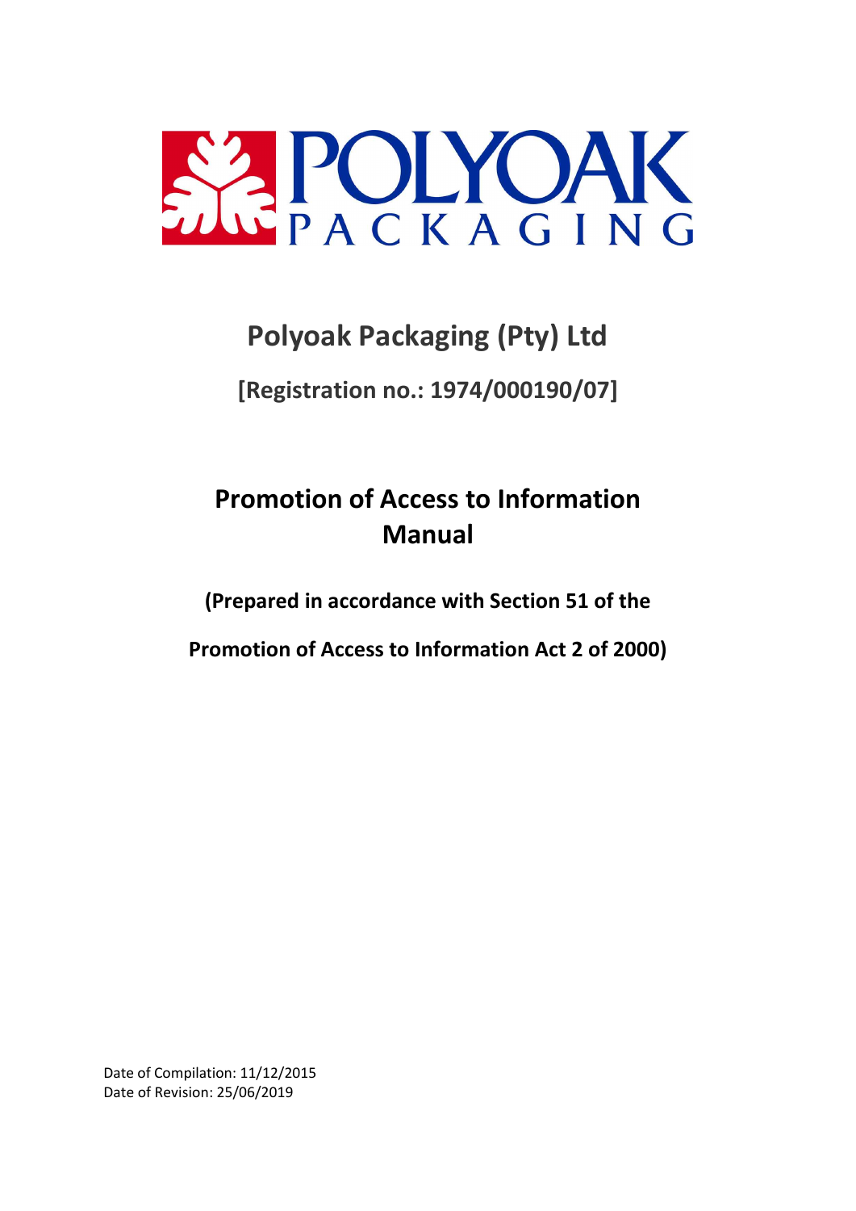# Polyoak Packaging (Pty) Ltd

**[Registration no.: 1974/000190/07]**

## Promotion of Access to Information Manual

**(Prepared in accordance with Section 51 of the**

**Promotion of Access to Information Act 2 of 2000)**

Date of Compilation: 11/12/2015
Date of Revision: 25/06/2019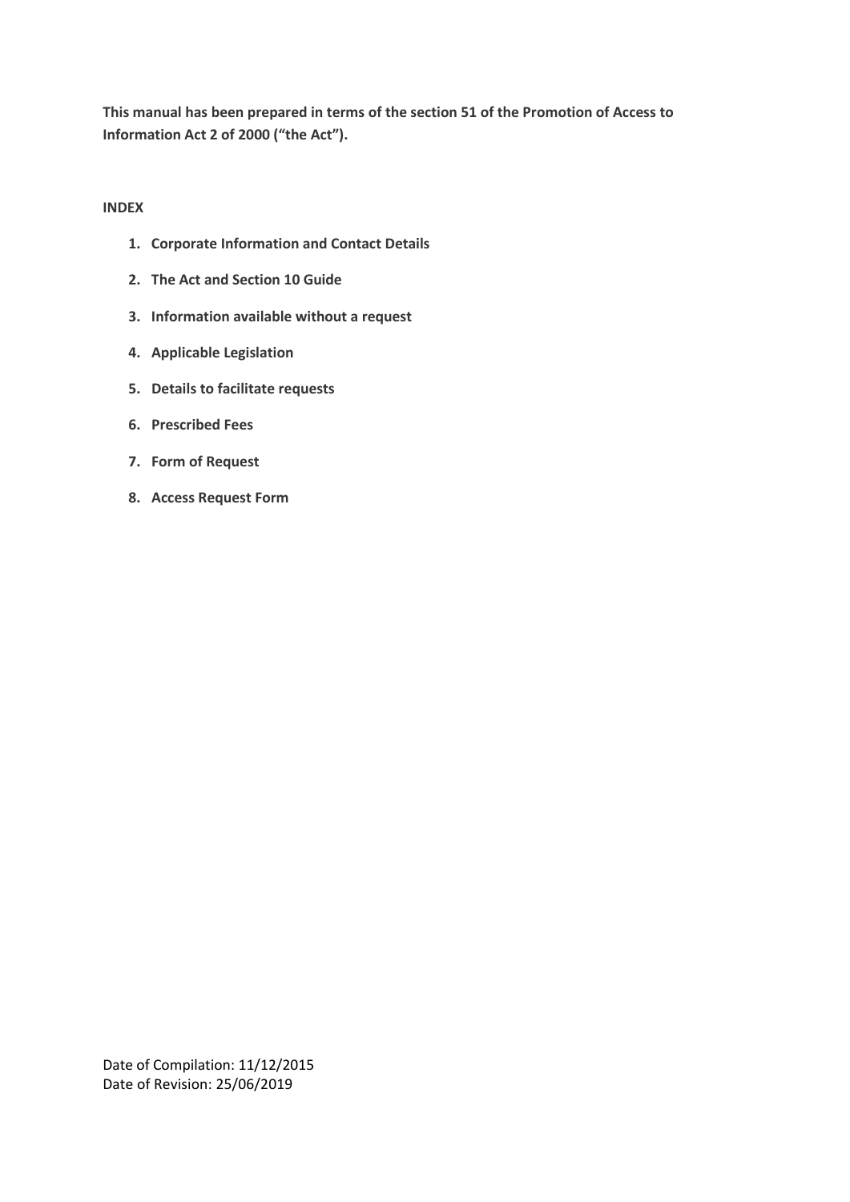**This manual has been prepared in terms of the section 51 of the Promotion of Access to Information Act 2 of 2000 ("the Act").**

**INDEX**

1. **Corporate Information and Contact Details**
2. **The Act and Section 10 Guide**
3. **Information available without a request**
4. **Applicable Legislation**
5. **Details to facilitate requests**
6. **Prescribed Fees**
7. **Form of Request**
8. **Access Request Form**

Date of Compilation: 11/12/2015
Date of Revision: 25/06/2019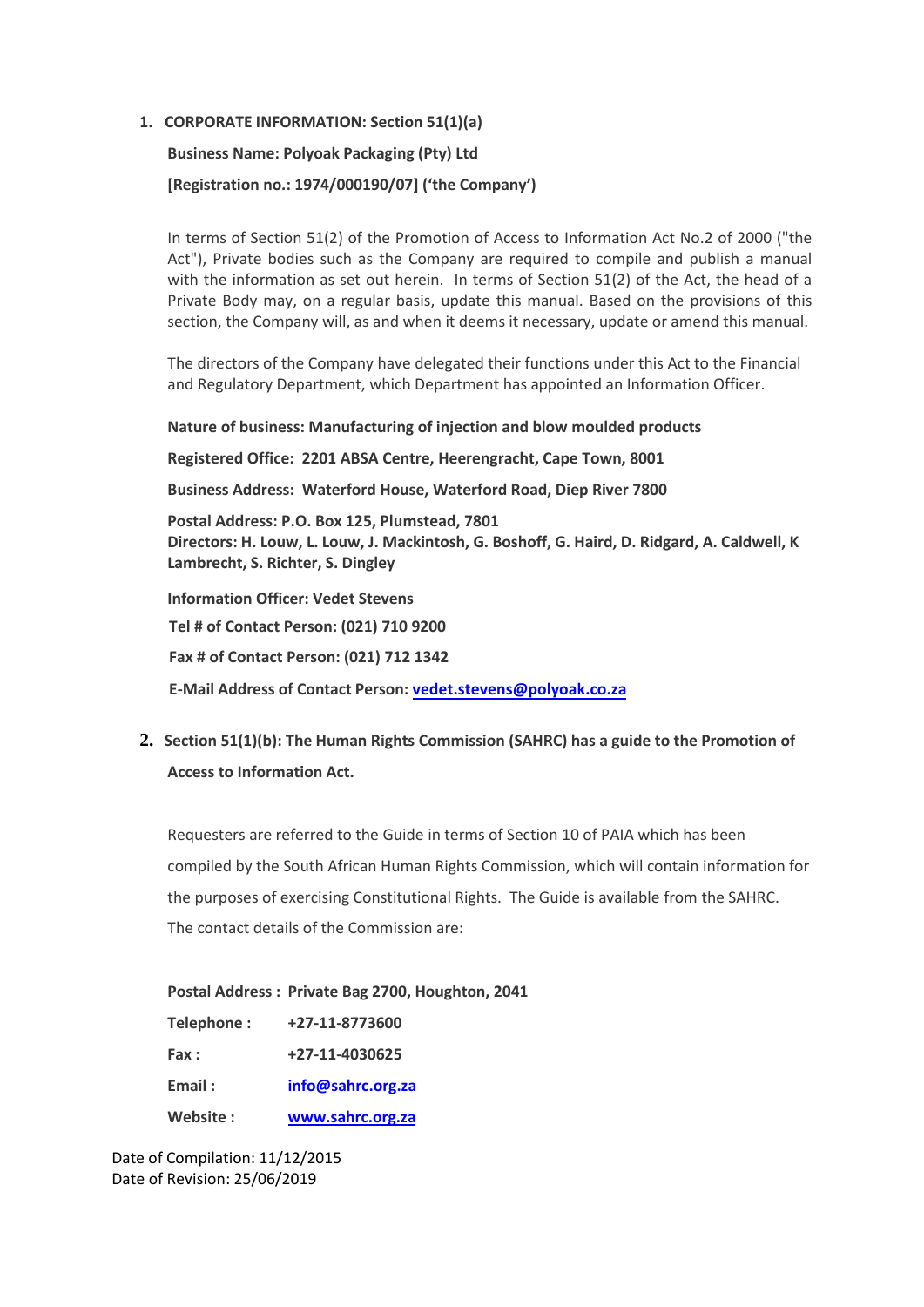1. **CORPORATE INFORMATION: Section 51(1)(a)**

   **Business Name: Polyoak Packaging (Pty) Ltd**

   **[Registration no.: 1974/000190/07] ('the Company')**

   In terms of Section 51(2) of the Promotion of Access to Information Act No.2 of 2000 ("the Act"), Private bodies such as the Company are required to compile and publish a manual with the information as set out herein. In terms of Section 51(2) of the Act, the head of a Private Body may, on a regular basis, update this manual. Based on the provisions of this section, the Company will, as and when it deems it necessary, update or amend this manual.

   The directors of the Company have delegated their functions under this Act to the Financial and Regulatory Department, which Department has appointed an Information Officer.

   **Nature of business: Manufacturing of injection and blow moulded products**

   **Registered Office: 2201 ABSA Centre, Heerengracht, Cape Town, 8001**

   **Business Address: Waterford House, Waterford Road, Diep River 7800**

   **Postal Address: P.O. Box 125, Plumstead, 7801**
   **Directors: H. Louw, L. Louw, J. Mackintosh, G. Boshoff, G. Haird, D. Ridgard, A. Caldwell, K Lambrecht, S. Richter, S. Dingley**

   **Information Officer: Vedet Stevens**

   **Tel # of Contact Person: (021) 710 9200**

   **Fax # of Contact Person: (021) 712 1342**

   **E-Mail Address of Contact Person: vedet.stevens@polyoak.co.za**

2. **Section 51(1)(b): The Human Rights Commission (SAHRC) has a guide to the Promotion of Access to Information Act.**

   Requesters are referred to the Guide in terms of Section 10 of PAIA which has been compiled by the South African Human Rights Commission, which will contain information for the purposes of exercising Constitutional Rights. The Guide is available from the SAHRC. The contact details of the Commission are:

   **Postal Address : Private Bag 2700, Houghton, 2041**

   **Telephone : +27-11-8773600**

   **Fax : +27-11-4030625**

   **Email : info@sahrc.org.za**

   **Website : www.sahrc.org.za**

Date of Compilation: 11/12/2015
Date of Revision: 25/06/2019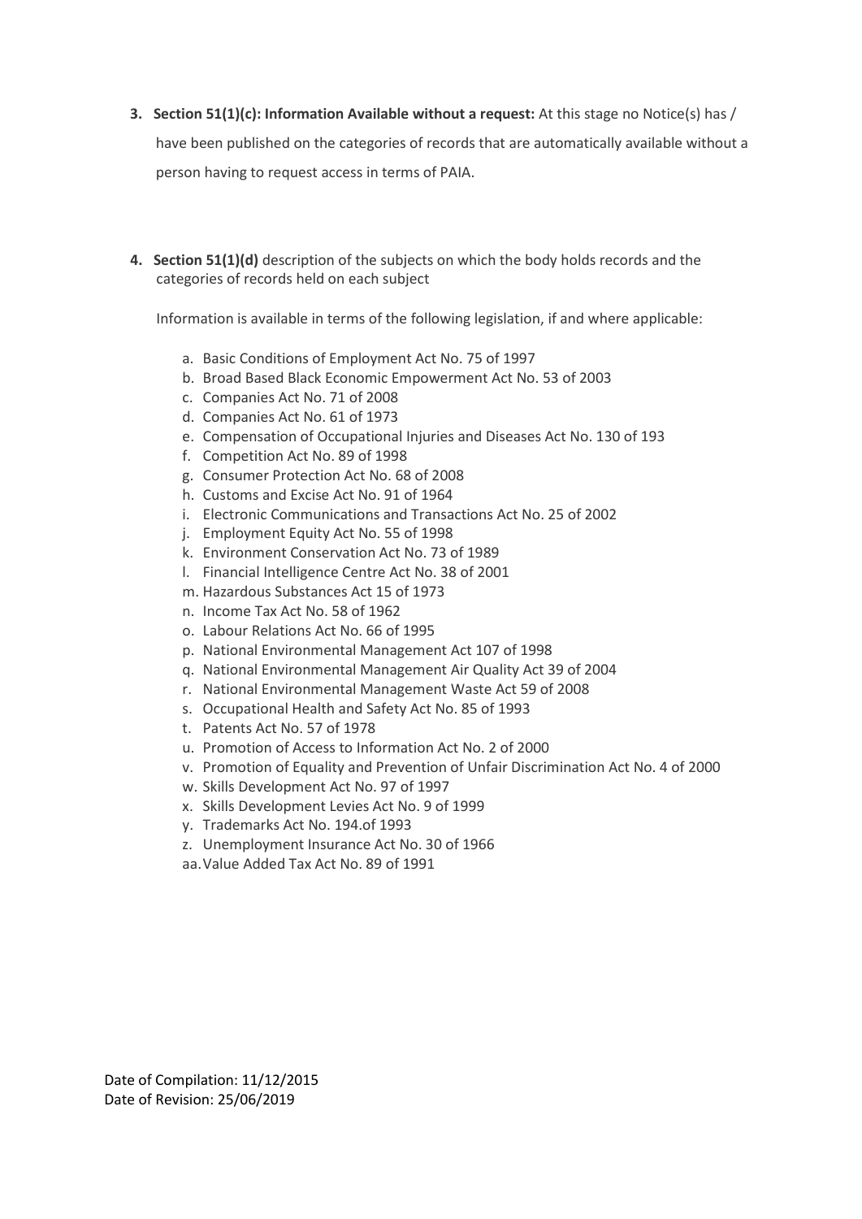3. **Section 51(1)(c): Information Available without a request:** At this stage no Notice(s) has / have been published on the categories of records that are automatically available without a person having to request access in terms of PAIA.

4. **Section 51(1)(d)** description of the subjects on which the body holds records and the categories of records held on each subject

   Information is available in terms of the following legislation, if and where applicable:

   a. Basic Conditions of Employment Act No. 75 of 1997
   b. Broad Based Black Economic Empowerment Act No. 53 of 2003
   c. Companies Act No. 71 of 2008
   d. Companies Act No. 61 of 1973
   e. Compensation of Occupational Injuries and Diseases Act No. 130 of 193
   f. Competition Act No. 89 of 1998
   g. Consumer Protection Act No. 68 of 2008
   h. Customs and Excise Act No. 91 of 1964
   i. Electronic Communications and Transactions Act No. 25 of 2002
   j. Employment Equity Act No. 55 of 1998
   k. Environment Conservation Act No. 73 of 1989
   l. Financial Intelligence Centre Act No. 38 of 2001
   m. Hazardous Substances Act 15 of 1973
   n. Income Tax Act No. 58 of 1962
   o. Labour Relations Act No. 66 of 1995
   p. National Environmental Management Act 107 of 1998
   q. National Environmental Management Air Quality Act 39 of 2004
   r. National Environmental Management Waste Act 59 of 2008
   s. Occupational Health and Safety Act No. 85 of 1993
   t. Patents Act No. 57 of 1978
   u. Promotion of Access to Information Act No. 2 of 2000
   v. Promotion of Equality and Prevention of Unfair Discrimination Act No. 4 of 2000
   w. Skills Development Act No. 97 of 1997
   x. Skills Development Levies Act No. 9 of 1999
   y. Trademarks Act No. 194.of 1993
   z. Unemployment Insurance Act No. 30 of 1966
   aa. Value Added Tax Act No. 89 of 1991

Date of Compilation: 11/12/2015
Date of Revision: 25/06/2019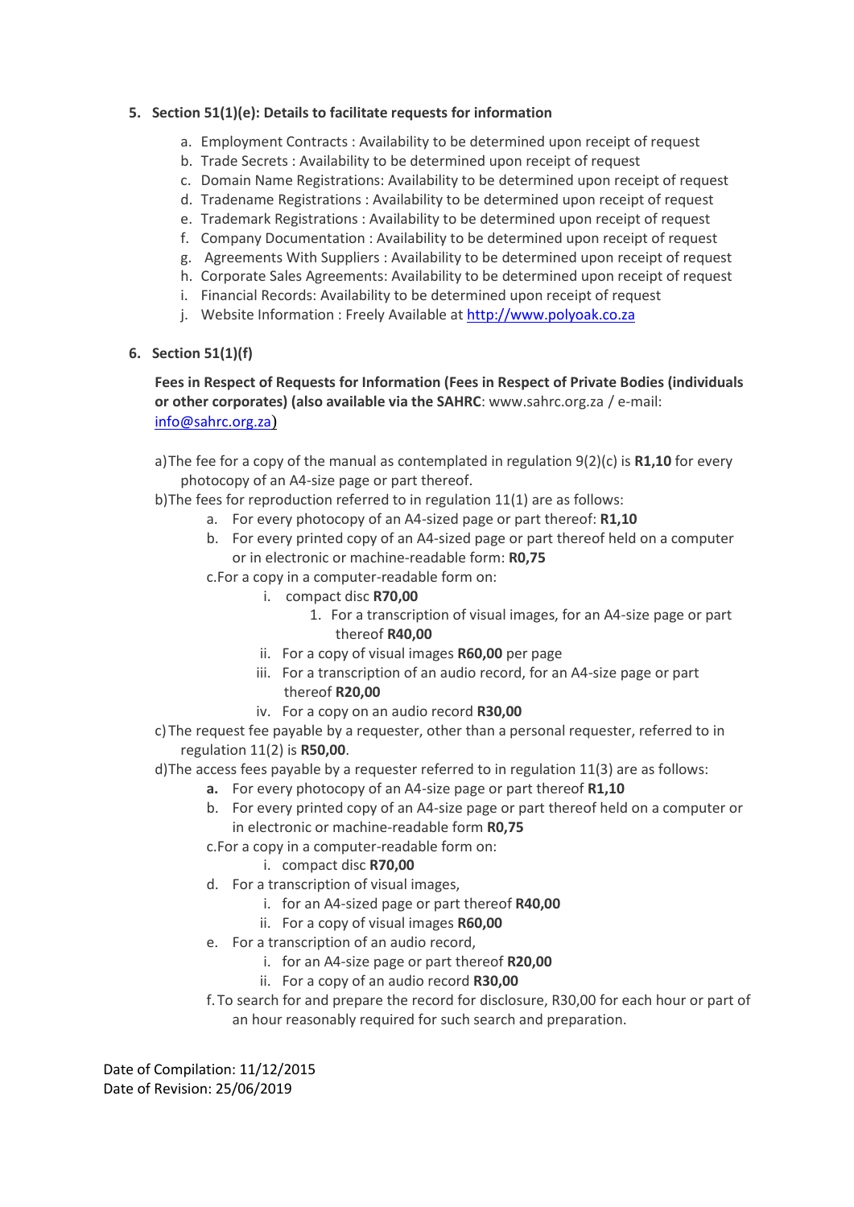5. **Section 51(1)(e): Details to facilitate requests for information**

   a. Employment Contracts : Availability to be determined upon receipt of request
   b. Trade Secrets : Availability to be determined upon receipt of request
   c. Domain Name Registrations: Availability to be determined upon receipt of request
   d. Tradename Registrations : Availability to be determined upon receipt of request
   e. Trademark Registrations : Availability to be determined upon receipt of request
   f. Company Documentation : Availability to be determined upon receipt of request
   g. Agreements With Suppliers : Availability to be determined upon receipt of request
   h. Corporate Sales Agreements: Availability to be determined upon receipt of request
   i. Financial Records: Availability to be determined upon receipt of request
   j. Website Information : Freely Available at http://www.polyoak.co.za

6. **Section 51(1)(f)**

   **Fees in Respect of Requests for Information (Fees in Respect of Private Bodies (individuals or other corporates) (also available via the SAHRC**: www.sahrc.org.za / e-mail: info@sahrc.org.za)

   a) The fee for a copy of the manual as contemplated in regulation 9(2)(c) is **R1,10** for every photocopy of an A4-size page or part thereof.

   b) The fees for reproduction referred to in regulation 11(1) are as follows:
      a. For every photocopy of an A4-sized page or part thereof: **R1,10**
      b. For every printed copy of an A4-sized page or part thereof held on a computer or in electronic or machine-readable form: **R0,75**
      c. For a copy in a computer-readable form on:
         i. compact disc **R70,00**
            1. For a transcription of visual images, for an A4-size page or part thereof **R40,00**
         ii. For a copy of visual images **R60,00** per page
         iii. For a transcription of an audio record, for an A4-size page or part thereof **R20,00**
         iv. For a copy on an audio record **R30,00**

   c) The request fee payable by a requester, other than a personal requester, referred to in regulation 11(2) is **R50,00**.

   d) The access fees payable by a requester referred to in regulation 11(3) are as follows:
      **a.** For every photocopy of an A4-size page or part thereof **R1,10**
      b. For every printed copy of an A4-size page or part thereof held on a computer or in electronic or machine-readable form **R0,75**
      c. For a copy in a computer-readable form on:
         i. compact disc **R70,00**
      d. For a transcription of visual images,
         i. for an A4-sized page or part thereof **R40,00**
         ii. For a copy of visual images **R60,00**
      e. For a transcription of an audio record,
         i. for an A4-size page or part thereof **R20,00**
         ii. For a copy of an audio record **R30,00**
      f. To search for and prepare the record for disclosure, R30,00 for each hour or part of an hour reasonably required for such search and preparation.

Date of Compilation: 11/12/2015
Date of Revision: 25/06/2019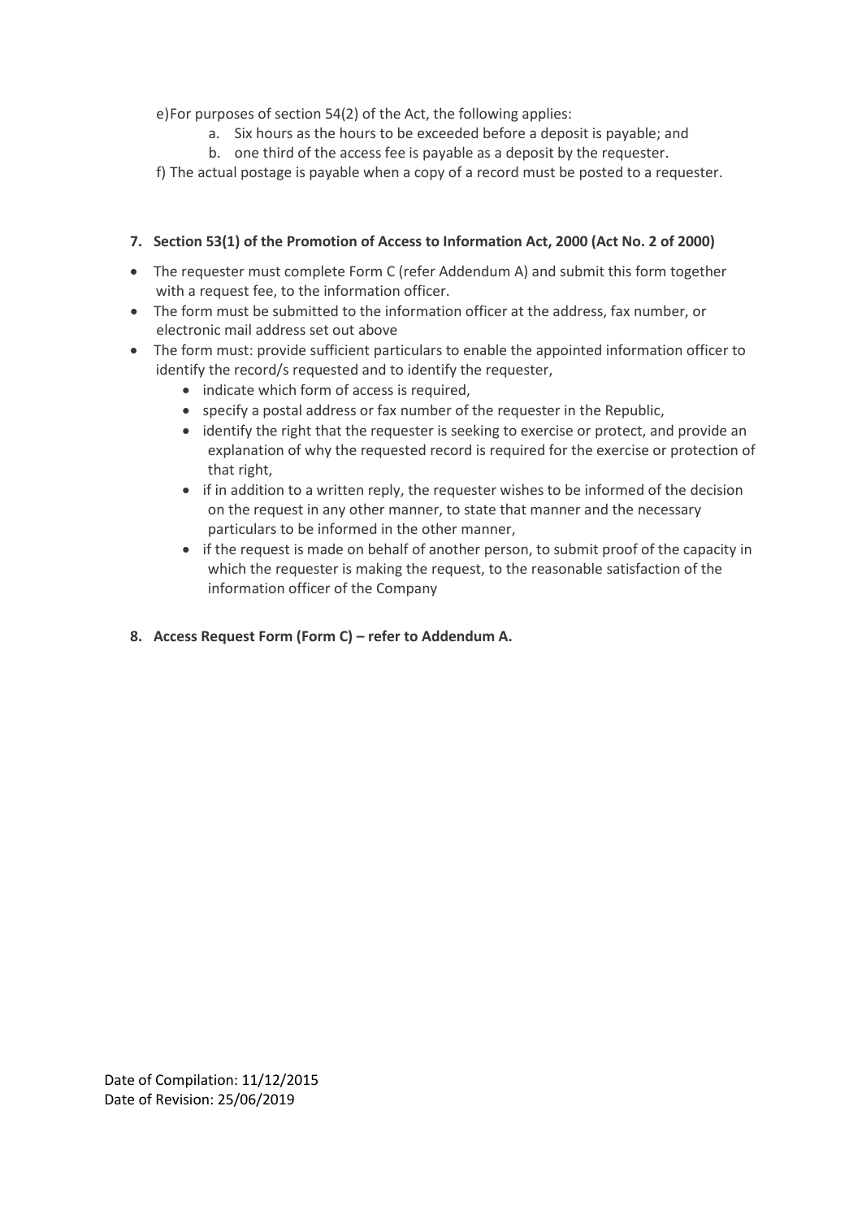e) For purposes of section 54(2) of the Act, the following applies:

   a. Six hours as the hours to be exceeded before a deposit is payable; and
   b. one third of the access fee is payable as a deposit by the requester.

f) The actual postage is payable when a copy of a record must be posted to a requester.

**7. Section 53(1) of the Promotion of Access to Information Act, 2000 (Act No. 2 of 2000)**

- The requester must complete Form C (refer Addendum A) and submit this form together with a request fee, to the information officer.
- The form must be submitted to the information officer at the address, fax number, or electronic mail address set out above
- The form must: provide sufficient particulars to enable the appointed information officer to identify the record/s requested and to identify the requester,
    - indicate which form of access is required,
    - specify a postal address or fax number of the requester in the Republic,
    - identify the right that the requester is seeking to exercise or protect, and provide an explanation of why the requested record is required for the exercise or protection of that right,
    - if in addition to a written reply, the requester wishes to be informed of the decision on the request in any other manner, to state that manner and the necessary particulars to be informed in the other manner,
    - if the request is made on behalf of another person, to submit proof of the capacity in which the requester is making the request, to the reasonable satisfaction of the information officer of the Company

**8. Access Request Form (Form C) – refer to Addendum A.**

Date of Compilation: 11/12/2015
Date of Revision: 25/06/2019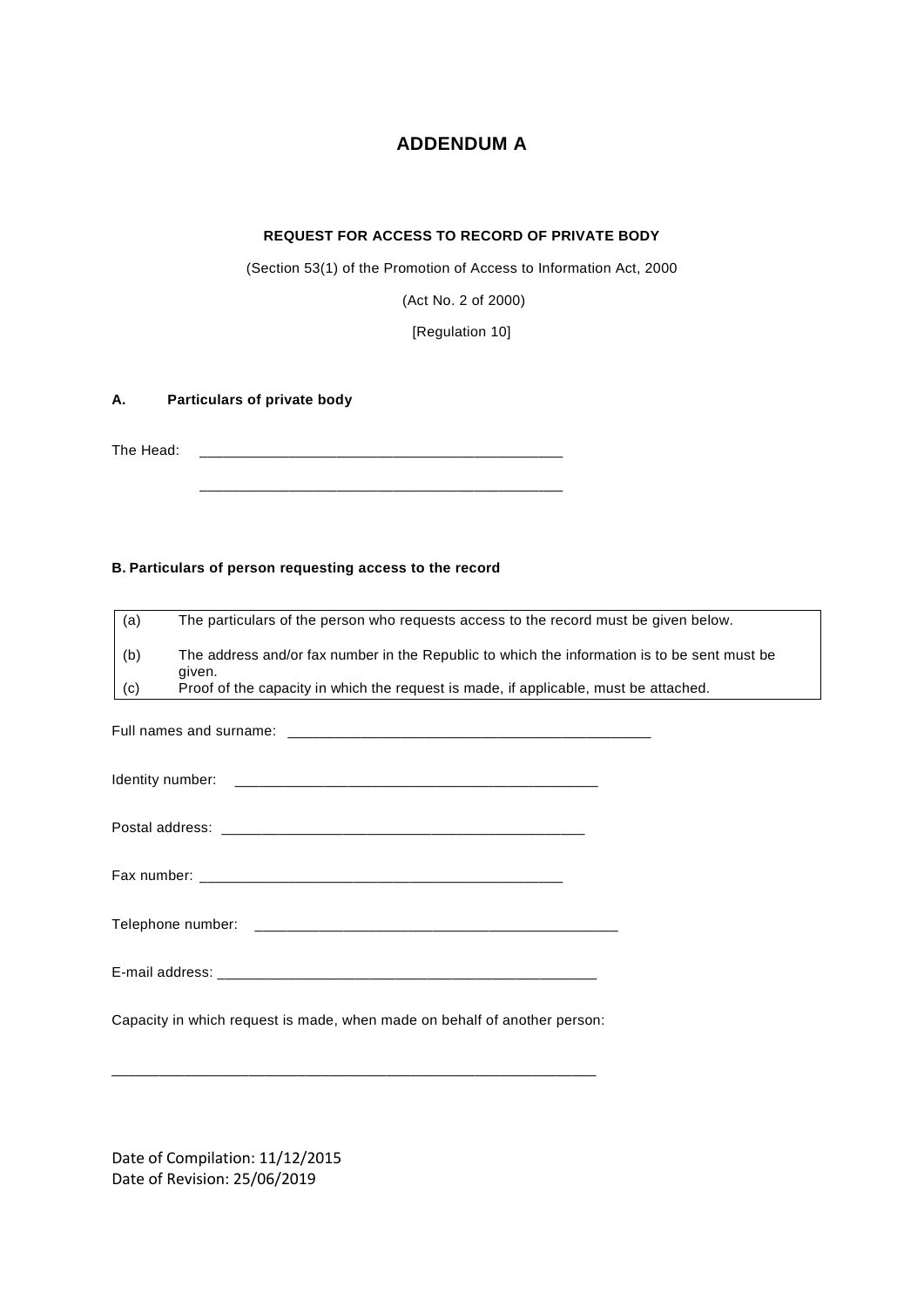# ADDENDUM A

**REQUEST FOR ACCESS TO RECORD OF PRIVATE BODY**

(Section 53(1) of the Promotion of Access to Information Act, 2000

(Act No. 2 of 2000)

[Regulation 10]

**A. Particulars of private body**

The Head: _______________________________________________

_______________________________________________

**B. Particulars of person requesting access to the record**

| | |
|---|---|
| (a) | The particulars of the person who requests access to the record must be given below. |
| (b) | The address and/or fax number in the Republic to which the information is to be sent must be given. |
| (c) | Proof of the capacity in which the request is made, if applicable, must be attached. |

Full names and surname: _______________________________________________

Identity number: _______________________________________________

Postal address: _______________________________________________

Fax number: _______________________________________________

Telephone number: _______________________________________________

E-mail address: _______________________________________________

Capacity in which request is made, when made on behalf of another person:

_______________________________________________

Date of Compilation: 11/12/2015
Date of Revision: 25/06/2019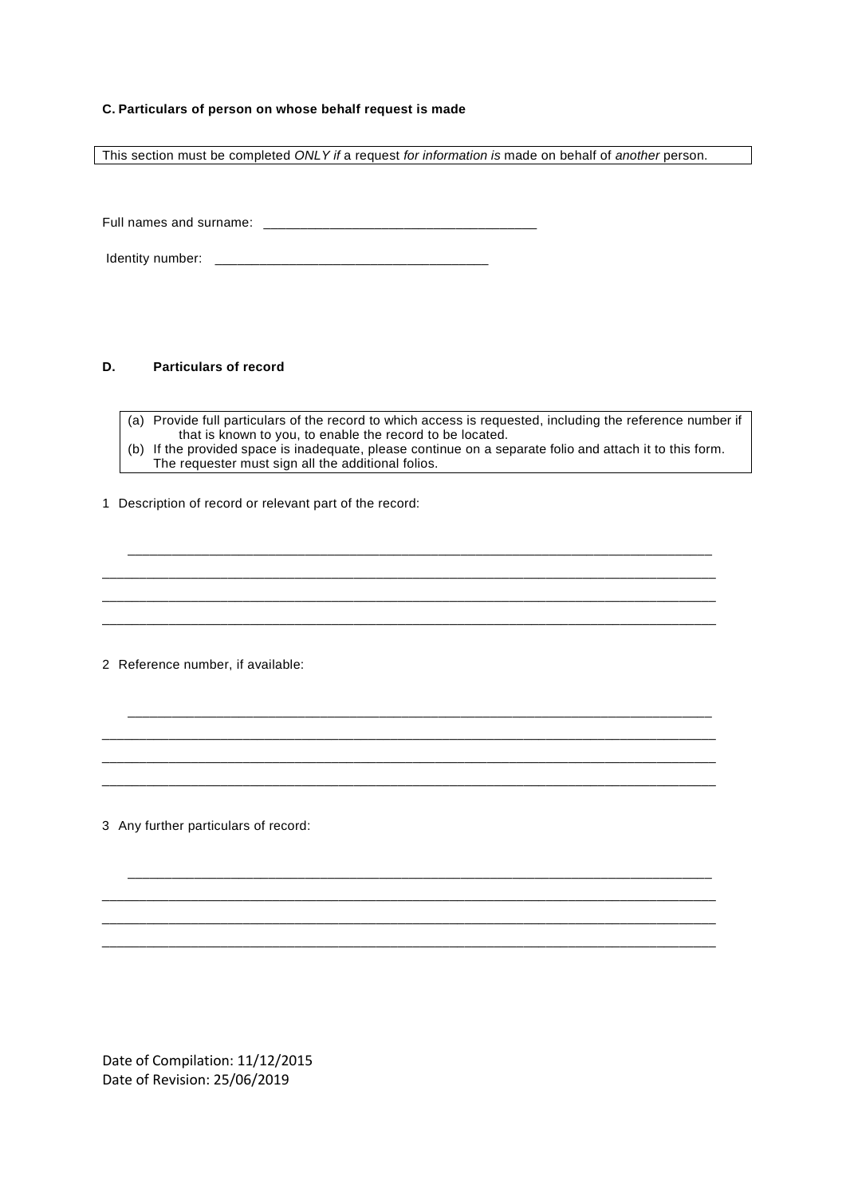**C. Particulars of person on whose behalf request is made**

| This section must be completed *ONLY if* a request *for information is* made on behalf of *another* person. |
|---|

Full names and surname: ____________________________________

Identity number: ____________________________________

**D. Particulars of record**

| (a) Provide full particulars of the record to which access is requested, including the reference number if that is known to you, to enable the record to be located.<br>(b) If the provided space is inadequate, please continue on a separate folio and attach it to this form. The requester must sign all the additional folios. |
|---|

1 Description of record or relevant part of the record:

______________________________________________________________________________

______________________________________________________________________________

______________________________________________________________________________

______________________________________________________________________________

2 Reference number, if available:

______________________________________________________________________________

______________________________________________________________________________

______________________________________________________________________________

______________________________________________________________________________

3 Any further particulars of record:

______________________________________________________________________________

______________________________________________________________________________

______________________________________________________________________________

______________________________________________________________________________

Date of Compilation: 11/12/2015
Date of Revision: 25/06/2019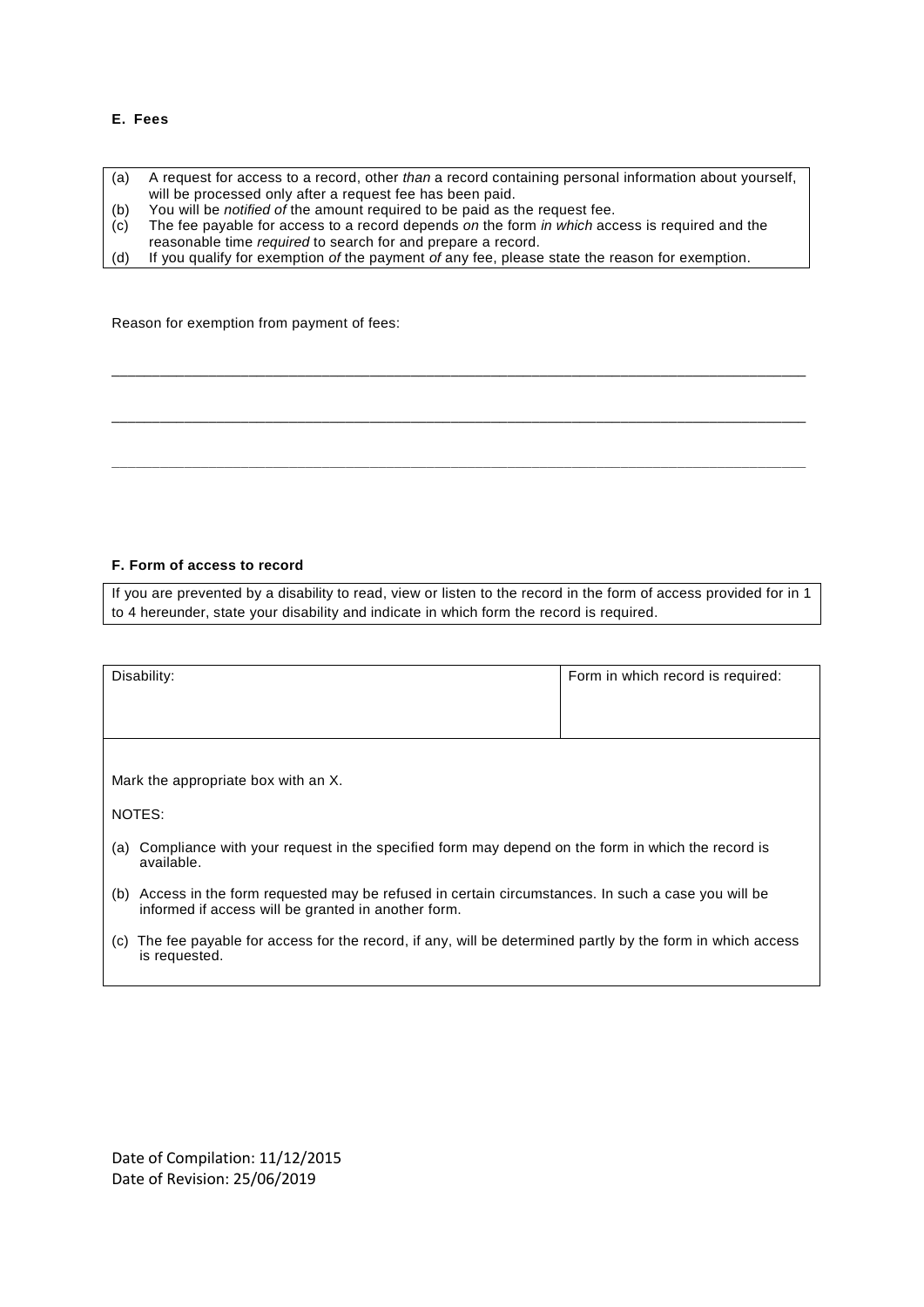**E. Fees**

| | |
|---|---|
| (a) | A request for access to a record, other *than* a record containing personal information about yourself, will be processed only after a request fee has been paid. |
| (b) | You will be *notified of* the amount required to be paid as the request fee. |
| (c) | The fee payable for access to a record depends *on* the form *in which* access is required and the reasonable time *required* to search for and prepare a record. |
| (d) | If you qualify for exemption *of* the payment *of* any fee, please state the reason for exemption. |

Reason for exemption from payment of fees:

\_\_\_\_\_\_\_\_\_\_\_\_\_\_\_\_\_\_\_\_\_\_\_\_\_\_\_\_\_\_\_\_\_\_\_\_\_\_\_\_\_\_\_\_\_\_\_\_\_\_\_\_\_\_\_\_\_\_\_\_\_\_\_\_\_\_\_\_\_\_\_\_\_\_\_\_\_\_

\_\_\_\_\_\_\_\_\_\_\_\_\_\_\_\_\_\_\_\_\_\_\_\_\_\_\_\_\_\_\_\_\_\_\_\_\_\_\_\_\_\_\_\_\_\_\_\_\_\_\_\_\_\_\_\_\_\_\_\_\_\_\_\_\_\_\_\_\_\_\_\_\_\_\_\_\_\_

\_\_\_\_\_\_\_\_\_\_\_\_\_\_\_\_\_\_\_\_\_\_\_\_\_\_\_\_\_\_\_\_\_\_\_\_\_\_\_\_\_\_\_\_\_\_\_\_\_\_\_\_\_\_\_\_\_\_\_\_\_\_\_\_\_\_\_\_\_\_\_\_\_\_\_\_\_\_

**F. Form of access to record**

If you are prevented by a disability to read, view or listen to the record in the form of access provided for in 1 to 4 hereunder, state your disability and indicate in which form the record is required.

| Disability: | Form in which record is required: |
|---|---|
| | |

Mark the appropriate box with an X.

NOTES:

(a) Compliance with your request in the specified form may depend on the form in which the record is available.

(b) Access in the form requested may be refused in certain circumstances. In such a case you will be informed if access will be granted in another form.

(c) The fee payable for access for the record, if any, will be determined partly by the form in which access is requested.

Date of Compilation: 11/12/2015
Date of Revision: 25/06/2019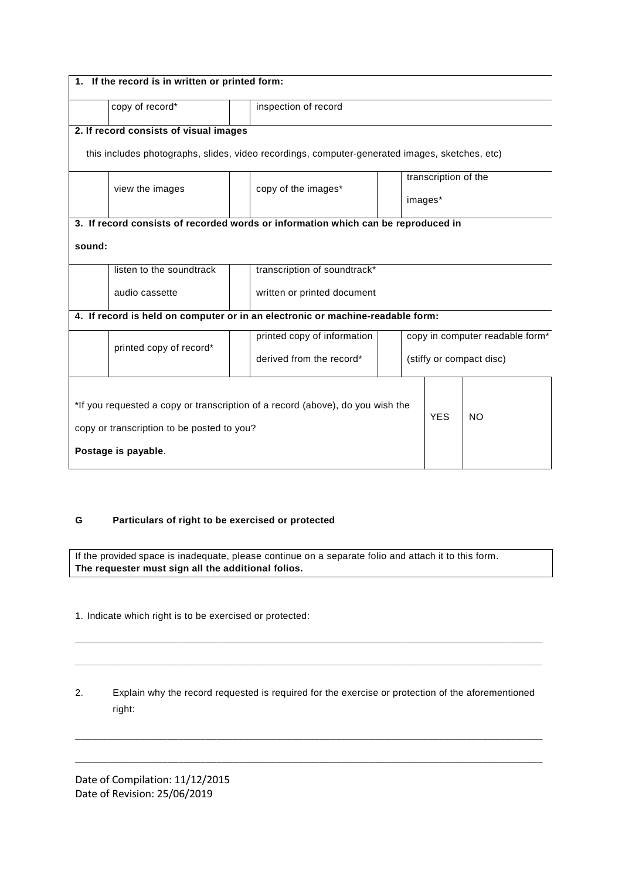| **1. If the record is in written or printed form:** | | | | | |
|---|---|---|---|---|---|
| | copy of record* | | inspection of record | | |
| **2. If record consists of visual images** | | | | | |
| this includes photographs, slides, video recordings, computer-generated images, sketches, etc) | | | | | |
| | view the images | | copy of the images* | | transcription of the images* |
| **3. If record consists of recorded words or information which can be reproduced in sound:** | | | | | |
| | listen to the soundtrack audio cassette | | transcription of soundtrack* written or printed document | | |
| **4. If record is held on computer or in an electronic or machine-readable form:** | | | | | |
| | printed copy of record* | | printed copy of information derived from the record* | | copy in computer readable form* (stiffy or compact disc) |

| *If you requested a copy or transcription of a record (above), do you wish the copy or transcription to be posted to you? **Postage is payable**. | YES | NO |
|---|---|---|

**G Particulars of right to be exercised or protected**

If the provided space is inadequate, please continue on a separate folio and attach it to this form.
**The requester must sign all the additional folios.**

1. Indicate which right is to be exercised or protected:

_______________________________________________________________________________

_______________________________________________________________________________

2. Explain why the record requested is required for the exercise or protection of the aforementioned right:

_______________________________________________________________________________

_______________________________________________________________________________

Date of Compilation: 11/12/2015
Date of Revision: 25/06/2019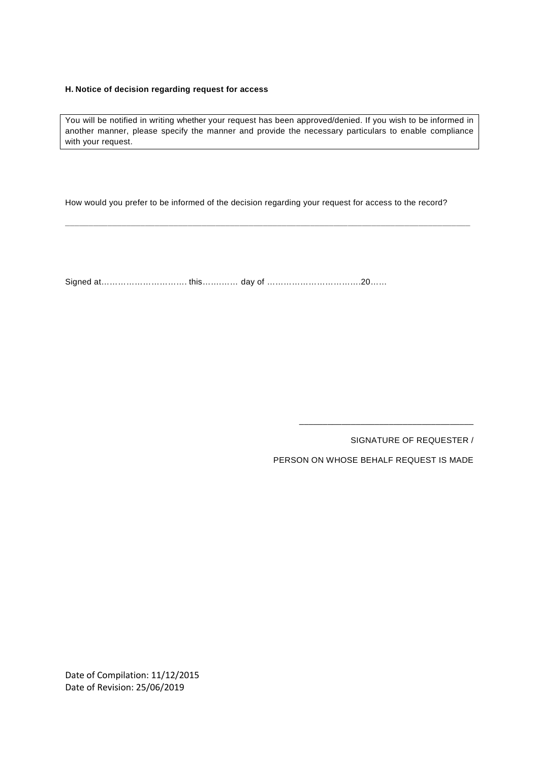**H. Notice of decision regarding request for access**

| |
|---|
| You will be notified in writing whether your request has been approved/denied. If you wish to be informed in another manner, please specify the manner and provide the necessary particulars to enable compliance with your request. |

How would you prefer to be informed of the decision regarding your request for access to the record?

_______________________________________________________________________________

Signed at………………………… this………… day of …………………………….20……

___________________________________

SIGNATURE OF REQUESTER /

PERSON ON WHOSE BEHALF REQUEST IS MADE

Date of Compilation: 11/12/2015
Date of Revision: 25/06/2019